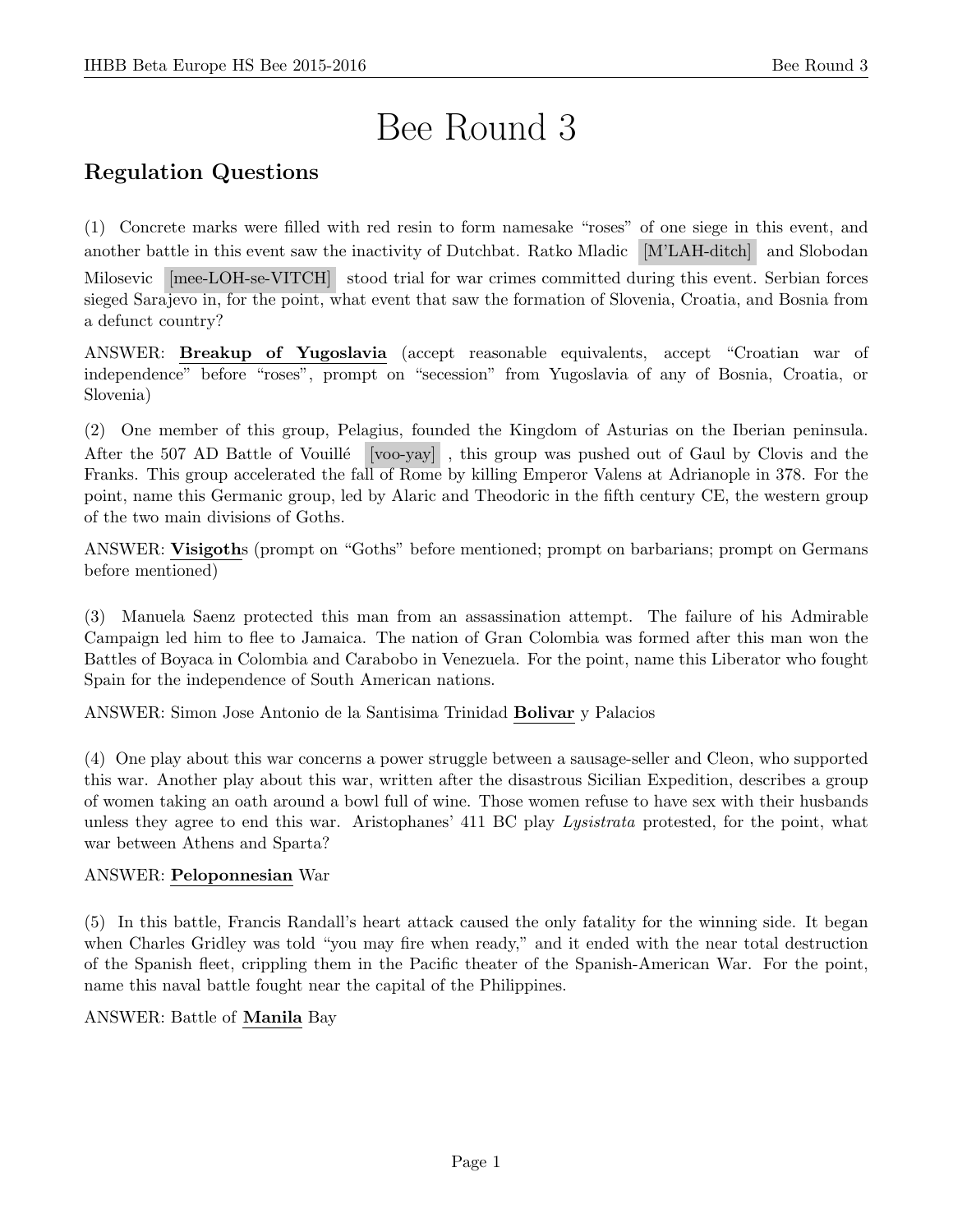# Bee Round 3

## Regulation Questions

(1) Concrete marks were filled with red resin to form namesake "roses" of one siege in this event, and another battle in this event saw the inactivity of Dutchbat. Ratko Mladic [M'LAH-ditch] and Slobodan Milosevic [mee-LOH-se-VITCH] stood trial for war crimes committed during this event. Serbian forces sieged Sarajevo in, for the point, what event that saw the formation of Slovenia, Croatia, and Bosnia from a defunct country?

ANSWER: **Breakup of Yugoslavia** (accept reasonable equivalents, accept "Croatian war of independence" before "roses", prompt on "secession" from Yugoslavia of any of Bosnia, Croatia, or Slovenia)

(2) One member of this group, Pelagius, founded the Kingdom of Asturias on the Iberian peninsula. After the 507 AD Battle of Vouillé [voo-yay], this group was pushed out of Gaul by Clovis and the Franks. This group accelerated the fall of Rome by killing Emperor Valens at Adrianople in 378. For the point, name this Germanic group, led by Alaric and Theodoric in the fifth century CE, the western group of the two main divisions of Goths.

ANSWER: **Visigoth**s (prompt on "Goths" before mentioned; prompt on barbarians; prompt on Germans before mentioned)

(3) Manuela Saenz protected this man from an assassination attempt. The failure of his Admirable Campaign led him to flee to Jamaica. The nation of Gran Colombia was formed after this man won the Battles of Boyaca in Colombia and Carabobo in Venezuela. For the point, name this Liberator who fought Spain for the independence of South American nations.

ANSWER: Simon Jose Antonio de la Santisima Trinidad **Bolivar** y Palacios

(4) One play about this war concerns a power struggle between a sausage-seller and Cleon, who supported this war. Another play about this war, written after the disastrous Sicilian Expedition, describes a group of women taking an oath around a bowl full of wine. Those women refuse to have sex with their husbands unless they agree to end this war. Aristophanes' 411 BC play *Lysistrata* protested, for the point, what war between Athens and Sparta?

ANSWER: **Peloponnesian** War

(5) In this battle, Francis Randall's heart attack caused the only fatality for the winning side. It began when Charles Gridley was told "you may fire when ready," and it ended with the near total destruction of the Spanish fleet, crippling them in the Pacific theater of the Spanish-American War. For the point, name this naval battle fought near the capital of the Philippines.

ANSWER: Battle of **Manila** Bay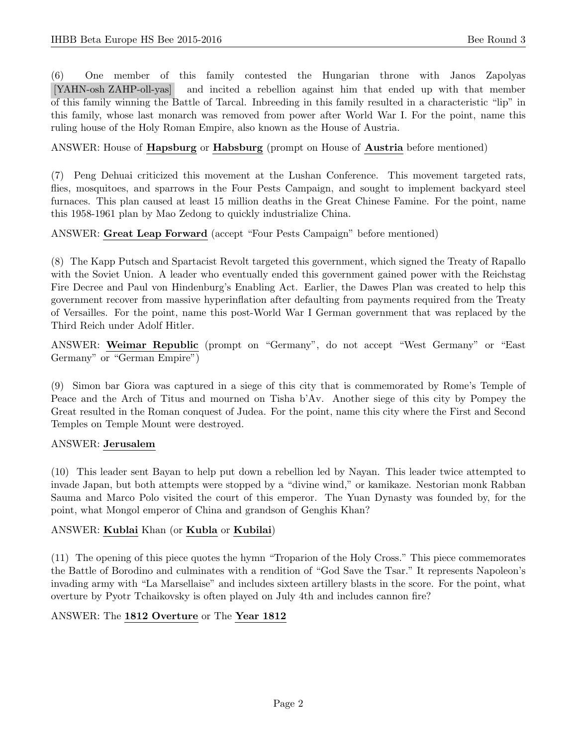(6) One member of this family contested the Hungarian throne with Janos Zapolyas [YAHN-osh ZAHP-oll-yas] and incited a rebellion against him that ended up with that member of this family winning the Battle of Tarcal. Inbreeding in this family resulted in a characteristic "lip" in this family, whose last monarch was removed from power after World War I. For the point, name this ruling house of the Holy Roman Empire, also known as the House of Austria.

ANSWER: House of **Hapsburg** or **Habsburg** (prompt on House of **Austria** before mentioned)

(7) Peng Dehuai criticized this movement at the Lushan Conference. This movement targeted rats, flies, mosquitoes, and sparrows in the Four Pests Campaign, and sought to implement backyard steel furnaces. This plan caused at least 15 million deaths in the Great Chinese Famine. For the point, name this 1958-1961 plan by Mao Zedong to quickly industrialize China.

ANSWER: **Great Leap Forward** (accept "Four Pests Campaign" before mentioned)

(8) The Kapp Putsch and Spartacist Revolt targeted this government, which signed the Treaty of Rapallo with the Soviet Union. A leader who eventually ended this government gained power with the Reichstag Fire Decree and Paul von Hindenburg's Enabling Act. Earlier, the Dawes Plan was created to help this government recover from massive hyperinflation after defaulting from payments required from the Treaty of Versailles. For the point, name this post-World War I German government that was replaced by the Third Reich under Adolf Hitler.

ANSWER: **Weimar Republic** (prompt on "Germany", do not accept "West Germany" or "East Germany" or "German Empire")

(9) Simon bar Giora was captured in a siege of this city that is commemorated by Rome's Temple of Peace and the Arch of Titus and mourned on Tisha b'Av. Another siege of this city by Pompey the Great resulted in the Roman conquest of Judea. For the point, name this city where the First and Second Temples on Temple Mount were destroyed.

ANSWER: **Jerusalem**

(10) This leader sent Bayan to help put down a rebellion led by Nayan. This leader twice attempted to invade Japan, but both attempts were stopped by a "divine wind," or kamikaze. Nestorian monk Rabban Sauma and Marco Polo visited the court of this emperor. The Yuan Dynasty was founded by, for the point, what Mongol emperor of China and grandson of Genghis Khan?

ANSWER: **Kublai** Khan (or **Kubla** or **Kubilai**)

(11) The opening of this piece quotes the hymn "Troparion of the Holy Cross." This piece commemorates the Battle of Borodino and culminates with a rendition of "God Save the Tsar." It represents Napoleon's invading army with "La Marsellaise" and includes sixteen artillery blasts in the score. For the point, what overture by Pyotr Tchaikovsky is often played on July 4th and includes cannon fire?

ANSWER: The **1812 Overture** or The **Year 1812**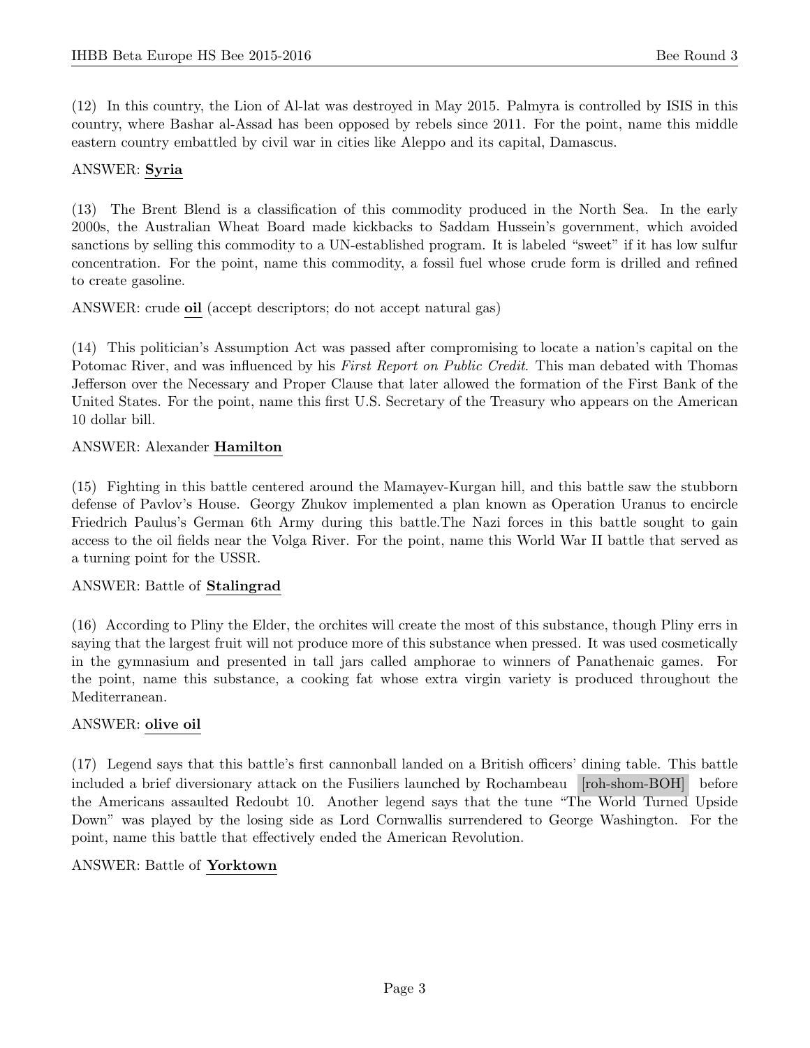(12) In this country, the Lion of Al-lat was destroyed in May 2015. Palmyra is controlled by ISIS in this country, where Bashar al-Assad has been opposed by rebels since 2011. For the point, name this middle eastern country embattled by civil war in cities like Aleppo and its capital, Damascus.

ANSWER: **Syria**

(13) The Brent Blend is a classification of this commodity produced in the North Sea. In the early 2000s, the Australian Wheat Board made kickbacks to Saddam Hussein's government, which avoided sanctions by selling this commodity to a UN-established program. It is labeled "sweet" if it has low sulfur concentration. For the point, name this commodity, a fossil fuel whose crude form is drilled and refined to create gasoline.

ANSWER: crude **oil** (accept descriptors; do not accept natural gas)

(14) This politician's Assumption Act was passed after compromising to locate a nation's capital on the Potomac River, and was influenced by his *First Report on Public Credit*. This man debated with Thomas Jefferson over the Necessary and Proper Clause that later allowed the formation of the First Bank of the United States. For the point, name this first U.S. Secretary of the Treasury who appears on the American 10 dollar bill.

ANSWER: Alexander **Hamilton**

(15) Fighting in this battle centered around the Mamayev-Kurgan hill, and this battle saw the stubborn defense of Pavlov's House. Georgy Zhukov implemented a plan known as Operation Uranus to encircle Friedrich Paulus's German 6th Army during this battle.The Nazi forces in this battle sought to gain access to the oil fields near the Volga River. For the point, name this World War II battle that served as a turning point for the USSR.

ANSWER: Battle of **Stalingrad**

(16) According to Pliny the Elder, the orchites will create the most of this substance, though Pliny errs in saying that the largest fruit will not produce more of this substance when pressed. It was used cosmetically in the gymnasium and presented in tall jars called amphorae to winners of Panathenaic games. For the point, name this substance, a cooking fat whose extra virgin variety is produced throughout the Mediterranean.

ANSWER: **olive oil**

(17) Legend says that this battle's first cannonball landed on a British officers' dining table. This battle included a brief diversionary attack on the Fusiliers launched by Rochambeau [roh-shom-BOH] before the Americans assaulted Redoubt 10. Another legend says that the tune "The World Turned Upside Down" was played by the losing side as Lord Cornwallis surrendered to George Washington. For the point, name this battle that effectively ended the American Revolution.

ANSWER: Battle of **Yorktown**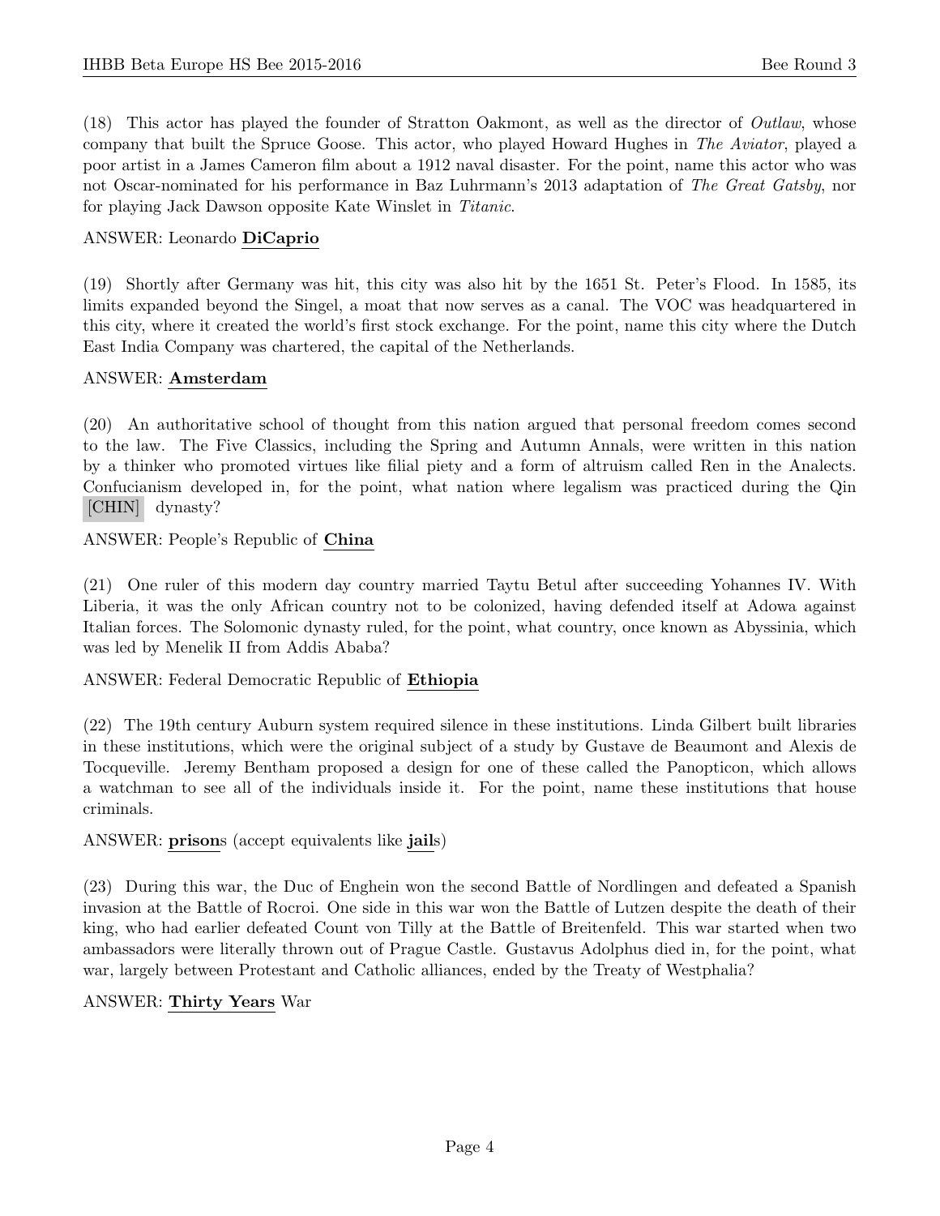(18) This actor has played the founder of Stratton Oakmont, as well as the director of *Outlaw*, whose company that built the Spruce Goose. This actor, who played Howard Hughes in *The Aviator*, played a poor artist in a James Cameron film about a 1912 naval disaster. For the point, name this actor who was not Oscar-nominated for his performance in Baz Luhrmann's 2013 adaptation of *The Great Gatsby*, nor for playing Jack Dawson opposite Kate Winslet in *Titanic*.

ANSWER: Leonardo **DiCaprio**

(19) Shortly after Germany was hit, this city was also hit by the 1651 St. Peter's Flood. In 1585, its limits expanded beyond the Singel, a moat that now serves as a canal. The VOC was headquartered in this city, where it created the world's first stock exchange. For the point, name this city where the Dutch East India Company was chartered, the capital of the Netherlands.

ANSWER: **Amsterdam**

(20) An authoritative school of thought from this nation argued that personal freedom comes second to the law. The Five Classics, including the Spring and Autumn Annals, were written in this nation by a thinker who promoted virtues like filial piety and a form of altruism called Ren in the Analects. Confucianism developed in, for the point, what nation where legalism was practiced during the Qin [CHIN] dynasty?

ANSWER: People's Republic of **China**

(21) One ruler of this modern day country married Taytu Betul after succeeding Yohannes IV. With Liberia, it was the only African country not to be colonized, having defended itself at Adowa against Italian forces. The Solomonic dynasty ruled, for the point, what country, once known as Abyssinia, which was led by Menelik II from Addis Ababa?

ANSWER: Federal Democratic Republic of **Ethiopia**

(22) The 19th century Auburn system required silence in these institutions. Linda Gilbert built libraries in these institutions, which were the original subject of a study by Gustave de Beaumont and Alexis de Tocqueville. Jeremy Bentham proposed a design for one of these called the Panopticon, which allows a watchman to see all of the individuals inside it. For the point, name these institutions that house criminals.

ANSWER: **prison**s (accept equivalents like **jail**s)

(23) During this war, the Duc of Enghein won the second Battle of Nordlingen and defeated a Spanish invasion at the Battle of Rocroi. One side in this war won the Battle of Lutzen despite the death of their king, who had earlier defeated Count von Tilly at the Battle of Breitenfeld. This war started when two ambassadors were literally thrown out of Prague Castle. Gustavus Adolphus died in, for the point, what war, largely between Protestant and Catholic alliances, ended by the Treaty of Westphalia?

ANSWER: **Thirty Years** War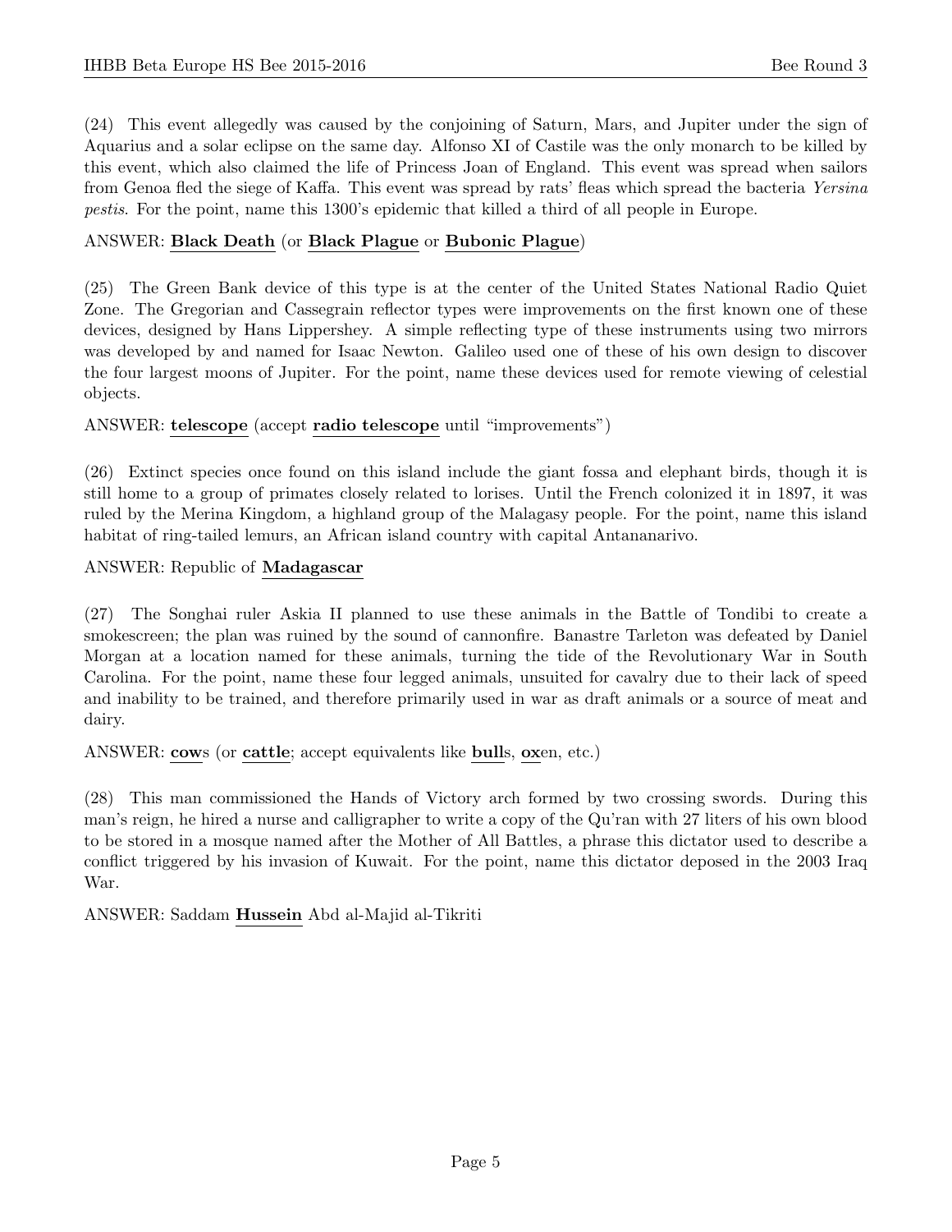(24) This event allegedly was caused by the conjoining of Saturn, Mars, and Jupiter under the sign of Aquarius and a solar eclipse on the same day. Alfonso XI of Castile was the only monarch to be killed by this event, which also claimed the life of Princess Joan of England. This event was spread when sailors from Genoa fled the siege of Kaffa. This event was spread by rats' fleas which spread the bacteria *Yersina pestis*. For the point, name this 1300's epidemic that killed a third of all people in Europe.

ANSWER: **Black Death** (or **Black Plague** or **Bubonic Plague**)

(25) The Green Bank device of this type is at the center of the United States National Radio Quiet Zone. The Gregorian and Cassegrain reflector types were improvements on the first known one of these devices, designed by Hans Lippershey. A simple reflecting type of these instruments using two mirrors was developed by and named for Isaac Newton. Galileo used one of these of his own design to discover the four largest moons of Jupiter. For the point, name these devices used for remote viewing of celestial objects.

ANSWER: **telescope** (accept **radio telescope** until "improvements")

(26) Extinct species once found on this island include the giant fossa and elephant birds, though it is still home to a group of primates closely related to lorises. Until the French colonized it in 1897, it was ruled by the Merina Kingdom, a highland group of the Malagasy people. For the point, name this island habitat of ring-tailed lemurs, an African island country with capital Antananarivo.

ANSWER: Republic of **Madagascar**

(27) The Songhai ruler Askia II planned to use these animals in the Battle of Tondibi to create a smokescreen; the plan was ruined by the sound of cannonfire. Banastre Tarleton was defeated by Daniel Morgan at a location named for these animals, turning the tide of the Revolutionary War in South Carolina. For the point, name these four legged animals, unsuited for cavalry due to their lack of speed and inability to be trained, and therefore primarily used in war as draft animals or a source of meat and dairy.

ANSWER: **cow**s (or **cattle**; accept equivalents like **bull**s, **ox**en, etc.)

(28) This man commissioned the Hands of Victory arch formed by two crossing swords. During this man's reign, he hired a nurse and calligrapher to write a copy of the Qu'ran with 27 liters of his own blood to be stored in a mosque named after the Mother of All Battles, a phrase this dictator used to describe a conflict triggered by his invasion of Kuwait. For the point, name this dictator deposed in the 2003 Iraq War.

ANSWER: Saddam **Hussein** Abd al-Majid al-Tikriti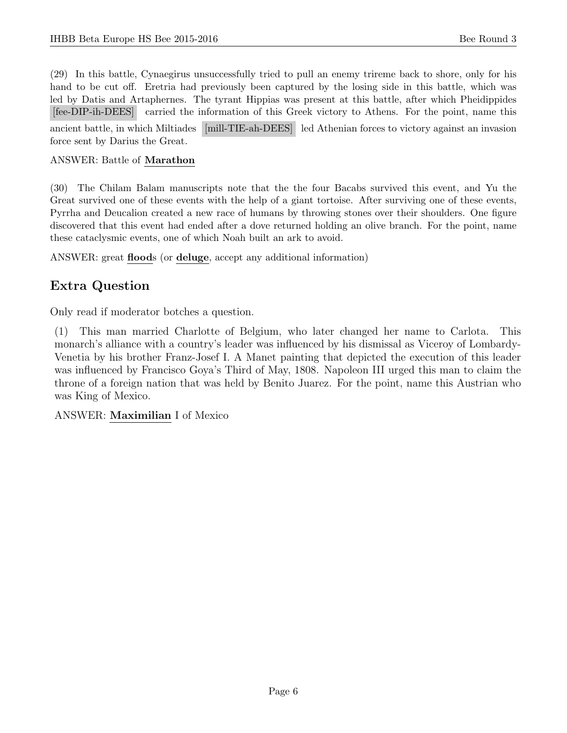(29) In this battle, Cynaegirus unsuccessfully tried to pull an enemy trireme back to shore, only for his hand to be cut off. Eretria had previously been captured by the losing side in this battle, which was led by Datis and Artaphernes. The tyrant Hippias was present at this battle, after which Pheidippides [fee-DIP-ih-DEES] carried the information of this Greek victory to Athens. For the point, name this ancient battle, in which Miltiades [mill-TIE-ah-DEES] led Athenian forces to victory against an invasion force sent by Darius the Great.

ANSWER: Battle of **Marathon**

(30) The Chilam Balam manuscripts note that the the four Bacabs survived this event, and Yu the Great survived one of these events with the help of a giant tortoise. After surviving one of these events, Pyrrha and Deucalion created a new race of humans by throwing stones over their shoulders. One figure discovered that this event had ended after a dove returned holding an olive branch. For the point, name these cataclysmic events, one of which Noah built an ark to avoid.

ANSWER: great **flood**s (or **deluge**, accept any additional information)

## Extra Question

Only read if moderator botches a question.

(1) This man married Charlotte of Belgium, who later changed her name to Carlota. This monarch's alliance with a country's leader was influenced by his dismissal as Viceroy of Lombardy-Venetia by his brother Franz-Josef I. A Manet painting that depicted the execution of this leader was influenced by Francisco Goya's Third of May, 1808. Napoleon III urged this man to claim the throne of a foreign nation that was held by Benito Juarez. For the point, name this Austrian who was King of Mexico.

ANSWER: **Maximilian** I of Mexico